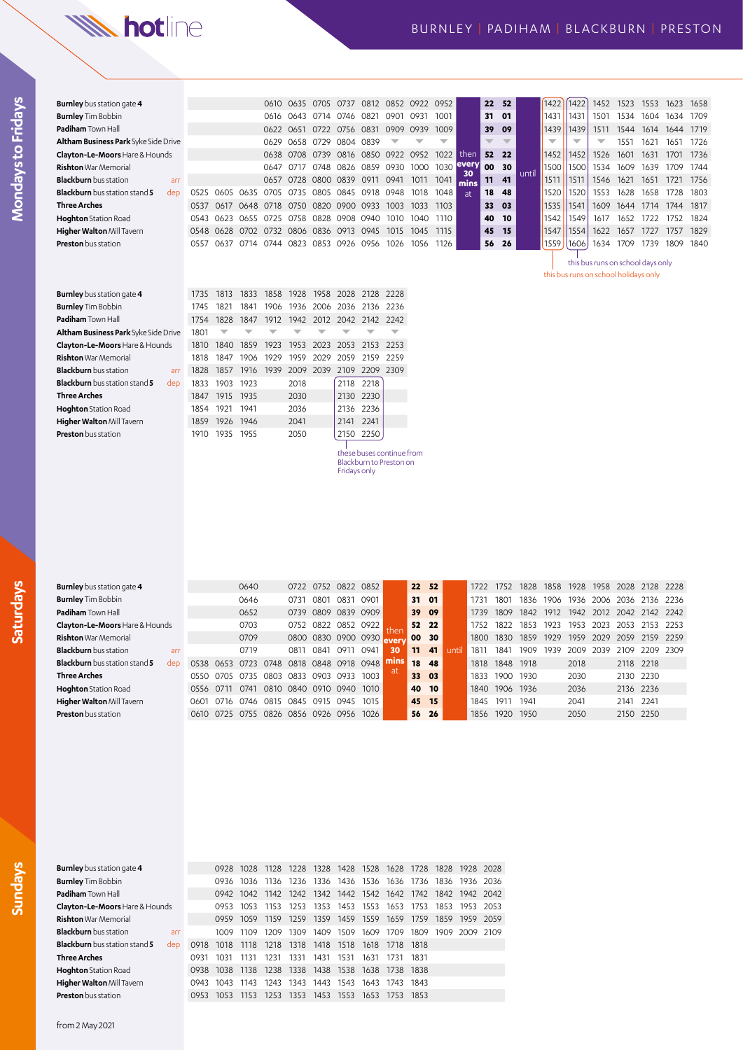# hotline

## BURNLEY | PADIHAM | BLACKBURN | PRESTON

## Mondays to Fridays

| Stop | | | | | | | | | | | | | | | | | | | | | | |
|---|---|---|---|---|---|---|---|---|---|---|---|---|---|---|---|---|---|---|---|---|---|---|
| **Burnley** bus station gate **4** | | | | 0610 | 0635 | 0705 | 0737 | 0812 | 0852 | 0922 | 0952 | then every 30 mins at | 22 | 52 | until | 1422[a] | 1422[b] | 1452 | 1523 | 1553 | 1623 | 1658 |
| **Burnley** Tim Bobbin | | | | 0616 | 0643 | 0714 | 0746 | 0821 | 0901 | 0931 | 1001 | | 31 | 01 | | 1431 | 1431 | 1501 | 1534 | 1604 | 1634 | 1709 |
| **Padiham** Town Hall | | | | 0622 | 0651 | 0722 | 0756 | 0831 | 0909 | 0939 | 1009 | | 39 | 09 | | 1439 | 1439 | 1511 | 1544 | 1614 | 1644 | 1719 |
| **Altham Business Park** Syke Side Drive | | | | 0629 | 0658 | 0729 | 0804 | 0839 | ▼ | ▼ | ▼ | | ▼ | ▼ | | ▼ | ▼ | ▼ | 1551 | 1621 | 1651 | 1726 |
| **Clayton-Le-Moors** Hare & Hounds | | | | 0638 | 0708 | 0739 | 0816 | 0850 | 0922 | 0952 | 1022 | | 52 | 22 | | 1452 | 1452 | 1526 | 1601 | 1631 | 1701 | 1736 |
| **Rishton** War Memorial | | | | 0647 | 0717 | 0748 | 0826 | 0859 | 0930 | 1000 | 1030 | | 00 | 30 | | 1500 | 1500 | 1534 | 1609 | 1639 | 1709 | 1744 |
| **Blackburn** bus station arr | | | | 0657 | 0728 | 0800 | 0839 | 0911 | 0941 | 1011 | 1041 | | 11 | 41 | | 1511 | 1511 | 1546 | 1621 | 1651 | 1721 | 1756 |
| **Blackburn** bus station stand **5** dep | 0525 | 0605 | 0635 | 0705 | 0735 | 0805 | 0845 | 0918 | 0948 | 1018 | 1048 | | 18 | 48 | | 1520 | 1520 | 1553 | 1628 | 1658 | 1728 | 1803 |
| **Three Arches** | 0537 | 0617 | 0648 | 0718 | 0750 | 0820 | 0900 | 0933 | 1003 | 1033 | 1103 | | 33 | 03 | | 1535 | 1541 | 1609 | 1644 | 1714 | 1744 | 1817 |
| **Hoghton** Station Road | 0543 | 0623 | 0655 | 0725 | 0758 | 0828 | 0908 | 0940 | 1010 | 1040 | 1110 | | 40 | 10 | | 1542 | 1549 | 1617 | 1652 | 1722 | 1752 | 1824 |
| **Higher Walton** Mill Tavern | 0548 | 0628 | 0702 | 0732 | 0806 | 0836 | 0913 | 0945 | 1015 | 1045 | 1115 | | 45 | 15 | | 1547 | 1554 | 1622 | 1657 | 1727 | 1757 | 1829 |
| **Preston** bus station | 0557 | 0637 | 0714 | 0744 | 0823 | 0853 | 0926 | 0956 | 1026 | 1056 | 1126 | | 56 | 26 | | 1559 | 1606 | 1634 | 1709 | 1739 | 1809 | 1840 |

[a] this bus runs on school holidays only

[b] this bus runs on school days only

| Stop | | | | | | | | | |
|---|---|---|---|---|---|---|---|---|---|
| **Burnley** bus station gate **4** | 1735 | 1813 | 1833 | 1858 | 1928 | 1958 | 2028[c] | 2128[c] | 2228 |
| **Burnley** Tim Bobbin | 1745 | 1821 | 1841 | 1906 | 1936 | 2006 | 2036 | 2136 | 2236 |
| **Padiham** Town Hall | 1754 | 1828 | 1847 | 1912 | 1942 | 2012 | 2042 | 2142 | 2242 |
| **Altham Business Park** Syke Side Drive | 1801 | ▼ | ▼ | ▼ | ▼ | ▼ | ▼ | ▼ | ▼ |
| **Clayton-Le-Moors** Hare & Hounds | 1810 | 1840 | 1859 | 1923 | 1953 | 2023 | 2053 | 2153 | 2253 |
| **Rishton** War Memorial | 1818 | 1847 | 1906 | 1929 | 1959 | 2029 | 2059 | 2159 | 2259 |
| **Blackburn** bus station arr | 1828 | 1857 | 1916 | 1939 | 2009 | 2039 | 2109 | 2209 | 2309 |
| **Blackburn** bus station stand **5** dep | 1833 | 1903 | 1923 | | 2018 | | 2118 | 2218 | |
| **Three Arches** | 1847 | 1915 | 1935 | | 2030 | | 2130 | 2230 | |
| **Hoghton** Station Road | 1854 | 1921 | 1941 | | 2036 | | 2136 | 2236 | |
| **Higher Walton** Mill Tavern | 1859 | 1926 | 1946 | | 2041 | | 2141 | 2241 | |
| **Preston** bus station | 1910 | 1935 | 1955 | | 2050 | | 2150 | 2250 | |

[c] these buses continue from Blackburn to Preston on Fridays only

## Saturdays

| Stop | | | | | | | | | | | | | | | | | | | | | |
|---|---|---|---|---|---|---|---|---|---|---|---|---|---|---|---|---|---|---|---|---|---|
| **Burnley** bus station gate **4** | | | 0640 | | 0722 | 0752 | 0822 | 0852 | then every 30 mins at | 22 | 52 | until | 1722 | 1752 | 1828 | 1858 | 1928 | 1958 | 2028 | 2128 | 2228 |
| **Burnley** Tim Bobbin | | | 0646 | | 0731 | 0801 | 0831 | 0901 | | 31 | 01 | | 1731 | 1801 | 1836 | 1906 | 1936 | 2006 | 2036 | 2136 | 2236 |
| **Padiham** Town Hall | | | 0652 | | 0739 | 0809 | 0839 | 0909 | | 39 | 09 | | 1739 | 1809 | 1842 | 1912 | 1942 | 2012 | 2042 | 2142 | 2242 |
| **Clayton-Le-Moors** Hare & Hounds | | | 0703 | | 0752 | 0822 | 0852 | 0922 | | 52 | 22 | | 1752 | 1822 | 1853 | 1923 | 1953 | 2023 | 2053 | 2153 | 2253 |
| **Rishton** War Memorial | | | 0709 | | 0800 | 0830 | 0900 | 0930 | | 00 | 30 | | 1800 | 1830 | 1859 | 1929 | 1959 | 2029 | 2059 | 2159 | 2259 |
| **Blackburn** bus station arr | | | 0719 | | 0811 | 0841 | 0911 | 0941 | | 11 | 41 | | 1811 | 1841 | 1909 | 1939 | 2009 | 2039 | 2109 | 2209 | 2309 |
| **Blackburn** bus station stand **5** dep | 0538 | 0653 | 0723 | 0748 | 0818 | 0848 | 0918 | 0948 | | 18 | 48 | | 1818 | 1848 | 1918 | | 2018 | | 2118 | 2218 | |
| **Three Arches** | 0550 | 0705 | 0735 | 0803 | 0833 | 0903 | 0933 | 1003 | | 33 | 03 | | 1833 | 1900 | 1930 | | 2030 | | 2130 | 2230 | |
| **Hoghton** Station Road | 0556 | 0711 | 0741 | 0810 | 0840 | 0910 | 0940 | 1010 | | 40 | 10 | | 1840 | 1906 | 1936 | | 2036 | | 2136 | 2236 | |
| **Higher Walton** Mill Tavern | 0601 | 0716 | 0746 | 0815 | 0845 | 0915 | 0945 | 1015 | | 45 | 15 | | 1845 | 1911 | 1941 | | 2041 | | 2141 | 2241 | |
| **Preston** bus station | 0610 | 0725 | 0755 | 0826 | 0856 | 0926 | 0956 | 1026 | | 56 | 26 | | 1856 | 1920 | 1950 | | 2050 | | 2150 | 2250 | |

## Sundays

| Stop | | | | | | | | | | | | | |
|---|---|---|---|---|---|---|---|---|---|---|---|---|---|
| **Burnley** bus station gate **4** | | 0928 | 1028 | 1128 | 1228 | 1328 | 1428 | 1528 | 1628 | 1728 | 1828 | 1928 | 2028 |
| **Burnley** Tim Bobbin | | 0936 | 1036 | 1136 | 1236 | 1336 | 1436 | 1536 | 1636 | 1736 | 1836 | 1936 | 2036 |
| **Padiham** Town Hall | | 0942 | 1042 | 1142 | 1242 | 1342 | 1442 | 1542 | 1642 | 1742 | 1842 | 1942 | 2042 |
| **Clayton-Le-Moors** Hare & Hounds | | 0953 | 1053 | 1153 | 1253 | 1353 | 1453 | 1553 | 1653 | 1753 | 1853 | 1953 | 2053 |
| **Rishton** War Memorial | | 0959 | 1059 | 1159 | 1259 | 1359 | 1459 | 1559 | 1659 | 1759 | 1859 | 1959 | 2059 |
| **Blackburn** bus station arr | | 1009 | 1109 | 1209 | 1309 | 1409 | 1509 | 1609 | 1709 | 1809 | 1909 | 2009 | 2109 |
| **Blackburn** bus station stand **5** dep | 0918 | 1018 | 1118 | 1218 | 1318 | 1418 | 1518 | 1618 | 1718 | 1818 | | | |
| **Three Arches** | 0931 | 1031 | 1131 | 1231 | 1331 | 1431 | 1531 | 1631 | 1731 | 1831 | | | |
| **Hoghton** Station Road | 0938 | 1038 | 1138 | 1238 | 1338 | 1438 | 1538 | 1638 | 1738 | 1838 | | | |
| **Higher Walton** Mill Tavern | 0943 | 1043 | 1143 | 1243 | 1343 | 1443 | 1543 | 1643 | 1743 | 1843 | | | |
| **Preston** bus station | 0953 | 1053 | 1153 | 1253 | 1353 | 1453 | 1553 | 1653 | 1753 | 1853 | | | |

from 2 May 2021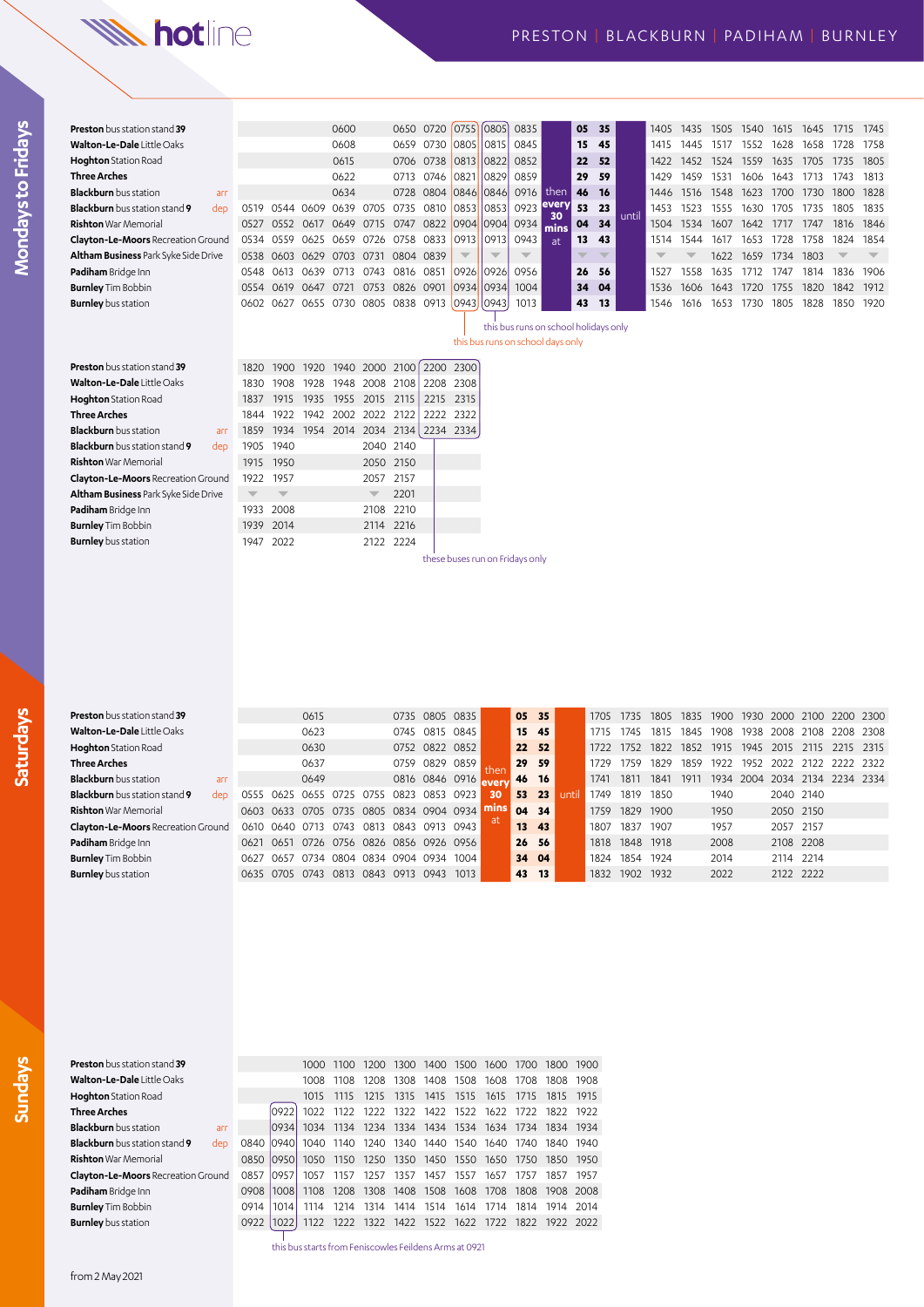# hotline

## PRESTON | BLACKBURN | PADIHAM | BURNLEY

## Mondays to Fridays

| Stop | | | | | | | | | | School days only | School holidays only | | | | | | | | | | | | |
|---|---|---|---|---|---|---|---|---|---|---|---|---|---|---|---|---|---|---|---|---|---|---|---|
| **Preston** bus station stand **39** | | | | | 0600 | | 0650 | 0720 | 0755 | 0805 | 0835 | then every 30 mins at | 05 | 35 | until | 1405 | 1435 | 1505 | 1540 | 1615 | 1645 | 1715 | 1745 |
| **Walton-Le-Dale** Little Oaks | | | | | 0608 | | 0659 | 0730 | 0805 | 0815 | 0845 | | 15 | 45 | | 1415 | 1445 | 1517 | 1552 | 1628 | 1658 | 1728 | 1758 |
| **Hoghton** Station Road | | | | | 0615 | | 0706 | 0738 | 0813 | 0822 | 0852 | | 22 | 52 | | 1422 | 1452 | 1524 | 1559 | 1635 | 1705 | 1735 | 1805 |
| **Three Arches** | | | | | 0622 | | 0713 | 0746 | 0821 | 0829 | 0859 | | 29 | 59 | | 1429 | 1459 | 1531 | 1606 | 1643 | 1713 | 1743 | 1813 |
| **Blackburn** bus station | arr | | | | 0634 | | 0728 | 0804 | 0846 | 0846 | 0916 | | 46 | 16 | | 1446 | 1516 | 1548 | 1623 | 1700 | 1730 | 1800 | 1828 |
| **Blackburn** bus station stand **9** | dep | 0519 | 0544 | 0609 | 0639 | 0705 | 0735 | 0810 | 0853 | 0853 | 0923 | | 53 | 23 | | 1453 | 1523 | 1555 | 1630 | 1705 | 1735 | 1805 | 1835 |
| **Rishton** War Memorial | | 0527 | 0552 | 0617 | 0649 | 0715 | 0747 | 0822 | 0904 | 0904 | 0934 | | 04 | 34 | | 1504 | 1534 | 1607 | 1642 | 1717 | 1747 | 1816 | 1846 |
| **Clayton-Le-Moors** Recreation Ground | | 0534 | 0559 | 0625 | 0659 | 0726 | 0758 | 0833 | 0913 | 0913 | 0943 | | 13 | 43 | | 1514 | 1544 | 1617 | 1653 | 1728 | 1758 | 1824 | 1854 |
| **Altham Business** Park Syke Side Drive | | 0538 | 0603 | 0629 | 0703 | 0731 | 0804 | 0839 | ▼ | ▼ | ▼ | | ▼ | ▼ | | ▼ | ▼ | 1622 | 1659 | 1734 | 1803 | ▼ | ▼ |
| **Padiham** Bridge Inn | | 0548 | 0613 | 0639 | 0713 | 0743 | 0816 | 0851 | 0926 | 0926 | 0956 | | 26 | 56 | | 1527 | 1558 | 1635 | 1712 | 1747 | 1814 | 1836 | 1906 |
| **Burnley** Tim Bobbin | | 0554 | 0619 | 0647 | 0721 | 0753 | 0826 | 0901 | 0934 | 0934 | 1004 | | 34 | 04 | | 1536 | 1606 | 1643 | 1720 | 1755 | 1820 | 1842 | 1912 |
| **Burnley** bus station | | 0602 | 0627 | 0655 | 0730 | 0805 | 0838 | 0913 | 0943 | 0943 | 1013 | | 43 | 13 | | 1546 | 1616 | 1653 | 1730 | 1805 | 1828 | 1850 | 1920 |

this bus runs on school holidays only

this bus runs on school days only

| Stop | | | | | | | | Fridays only | Fridays only |
|---|---|---|---|---|---|---|---|---|---|
| **Preston** bus station stand **39** | | 1820 | 1900 | 1920 | 1940 | 2000 | 2100 | 2200 | 2300 |
| **Walton-Le-Dale** Little Oaks | | 1830 | 1908 | 1928 | 1948 | 2008 | 2108 | 2208 | 2308 |
| **Hoghton** Station Road | | 1837 | 1915 | 1935 | 1955 | 2015 | 2115 | 2215 | 2315 |
| **Three Arches** | | 1844 | 1922 | 1942 | 2002 | 2022 | 2122 | 2222 | 2322 |
| **Blackburn** bus station | arr | 1859 | 1934 | 1954 | 2014 | 2034 | 2134 | 2234 | 2334 |
| **Blackburn** bus station stand **9** | dep | 1905 | 1940 | | | 2040 | 2140 | | |
| **Rishton** War Memorial | | 1915 | 1950 | | | 2050 | 2150 | | |
| **Clayton-Le-Moors** Recreation Ground | | 1922 | 1957 | | | 2057 | 2157 | | |
| **Altham Business** Park Syke Side Drive | | ▼ | ▼ | | | ▼ | 2201 | | |
| **Padiham** Bridge Inn | | 1933 | 2008 | | | 2108 | 2210 | | |
| **Burnley** Tim Bobbin | | 1939 | 2014 | | | 2114 | 2216 | | |
| **Burnley** bus station | | 1947 | 2022 | | | 2122 | 2224 | | |

these buses run on Fridays only

## Saturdays

| Stop | | | | | | | | | | | | | | | | | | | | | | | |
|---|---|---|---|---|---|---|---|---|---|---|---|---|---|---|---|---|---|---|---|---|---|---|---|
| **Preston** bus station stand **39** | | | | 0615 | | | 0735 | 0805 | 0835 | then every 30 mins at | 05 | 35 | until | 1705 | 1735 | 1805 | 1835 | 1900 | 1930 | 2000 | 2100 | 2200 | 2300 |
| **Walton-Le-Dale** Little Oaks | | | | 0623 | | | 0745 | 0815 | 0845 | | 15 | 45 | | 1715 | 1745 | 1815 | 1845 | 1908 | 1938 | 2008 | 2108 | 2208 | 2308 |
| **Hoghton** Station Road | | | | 0630 | | | 0752 | 0822 | 0852 | | 22 | 52 | | 1722 | 1752 | 1822 | 1852 | 1915 | 1945 | 2015 | 2115 | 2215 | 2315 |
| **Three Arches** | | | | 0637 | | | 0759 | 0829 | 0859 | | 29 | 59 | | 1729 | 1759 | 1829 | 1859 | 1922 | 1952 | 2022 | 2122 | 2222 | 2322 |
| **Blackburn** bus station | arr | | | 0649 | | | 0816 | 0846 | 0916 | | 46 | 16 | | 1741 | 1811 | 1841 | 1911 | 1934 | 2004 | 2034 | 2134 | 2234 | 2334 |
| **Blackburn** bus station stand **9** | dep | 0555 | 0625 | 0655 | 0725 | 0755 | 0823 | 0853 | 0923 | | 53 | 23 | | 1749 | 1819 | 1850 | | 1940 | | 2040 | 2140 | | |
| **Rishton** War Memorial | | 0603 | 0633 | 0705 | 0735 | 0805 | 0834 | 0904 | 0934 | | 04 | 34 | | 1759 | 1829 | 1900 | | 1950 | | 2050 | 2150 | | |
| **Clayton-Le-Moors** Recreation Ground | | 0610 | 0640 | 0713 | 0743 | 0813 | 0843 | 0913 | 0943 | | 13 | 43 | | 1807 | 1837 | 1907 | | 1957 | | 2057 | 2157 | | |
| **Padiham** Bridge Inn | | 0621 | 0651 | 0726 | 0756 | 0826 | 0856 | 0926 | 0956 | | 26 | 56 | | 1818 | 1848 | 1918 | | 2008 | | 2108 | 2208 | | |
| **Burnley** Tim Bobbin | | 0627 | 0657 | 0734 | 0804 | 0834 | 0904 | 0934 | 1004 | | 34 | 04 | | 1824 | 1854 | 1924 | | 2014 | | 2114 | 2214 | | |
| **Burnley** bus station | | 0635 | 0705 | 0743 | 0813 | 0843 | 0913 | 0943 | 1013 | | 43 | 13 | | 1832 | 1902 | 1932 | | 2022 | | 2122 | 2222 | | |

## Sundays

| Stop | | | | | | | | | | | | | |
|---|---|---|---|---|---|---|---|---|---|---|---|---|---|
| **Preston** bus station stand **39** | | | | 1000 | 1100 | 1200 | 1300 | 1400 | 1500 | 1600 | 1700 | 1800 | 1900 |
| **Walton-Le-Dale** Little Oaks | | | | 1008 | 1108 | 1208 | 1308 | 1408 | 1508 | 1608 | 1708 | 1808 | 1908 |
| **Hoghton** Station Road | | | | 1015 | 1115 | 1215 | 1315 | 1415 | 1515 | 1615 | 1715 | 1815 | 1915 |
| **Three Arches** | | | 0922 | 1022 | 1122 | 1222 | 1322 | 1422 | 1522 | 1622 | 1722 | 1822 | 1922 |
| **Blackburn** bus station | arr | | 0934 | 1034 | 1134 | 1234 | 1334 | 1434 | 1534 | 1634 | 1734 | 1834 | 1934 |
| **Blackburn** bus station stand **9** | dep | 0840 | 0940 | 1040 | 1140 | 1240 | 1340 | 1440 | 1540 | 1640 | 1740 | 1840 | 1940 |
| **Rishton** War Memorial | | 0850 | 0950 | 1050 | 1150 | 1250 | 1350 | 1450 | 1550 | 1650 | 1750 | 1850 | 1950 |
| **Clayton-Le-Moors** Recreation Ground | | 0857 | 0957 | 1057 | 1157 | 1257 | 1357 | 1457 | 1557 | 1657 | 1757 | 1857 | 1957 |
| **Padiham** Bridge Inn | | 0908 | 1008 | 1108 | 1208 | 1308 | 1408 | 1508 | 1608 | 1708 | 1808 | 1908 | 2008 |
| **Burnley** Tim Bobbin | | 0914 | 1014 | 1114 | 1214 | 1314 | 1414 | 1514 | 1614 | 1714 | 1814 | 1914 | 2014 |
| **Burnley** bus station | | 0922 | 1022 | 1122 | 1222 | 1322 | 1422 | 1522 | 1622 | 1722 | 1822 | 1922 | 2022 |

this bus starts from Feniscowles Feildens Arms at 0921

from 2 May 2021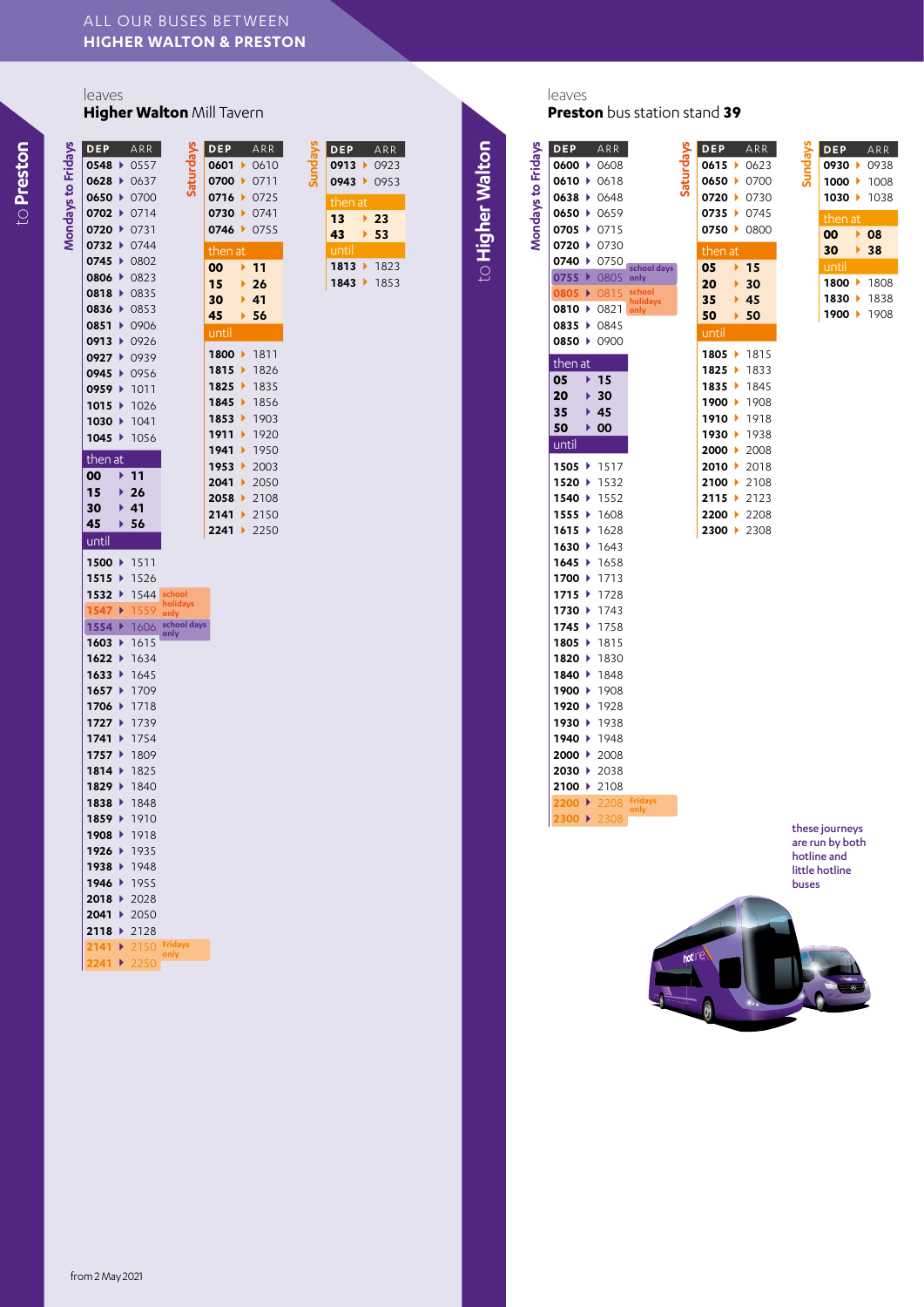# ALL OUR BUSES BETWEEN HIGHER WALTON & PRESTON

## to Preston

leaves **Higher Walton** Mill Tavern

### Mondays to Fridays

| DEP | ARR | |
|---|---|---|
| 0548 | 0557 | |
| 0628 | 0637 | |
| 0650 | 0700 | |
| 0702 | 0714 | |
| 0720 | 0731 | |
| 0732 | 0744 | |
| 0745 | 0802 | |
| 0806 | 0823 | |
| 0818 | 0835 | |
| 0836 | 0853 | |
| 0851 | 0906 | |
| 0913 | 0926 | |
| 0927 | 0939 | |
| 0945 | 0956 | |
| 0959 | 1011 | |
| 1015 | 1026 | |
| 1030 | 1041 | |
| 1045 | 1056 | |
| then at | | |
| 00 | 11 | |
| 15 | 26 | |
| 30 | 41 | |
| 45 | 56 | |
| until | | |
| 1500 | 1511 | |
| 1515 | 1526 | |
| 1532 | 1544 | school holidays only |
| 1547 | 1559 | |
| 1554 | 1606 | school days only |
| 1603 | 1615 | |
| 1622 | 1634 | |
| 1633 | 1645 | |
| 1657 | 1709 | |
| 1706 | 1718 | |
| 1727 | 1739 | |
| 1741 | 1754 | |
| 1757 | 1809 | |
| 1814 | 1825 | |
| 1829 | 1840 | |
| 1838 | 1848 | |
| 1859 | 1910 | |
| 1908 | 1918 | |
| 1926 | 1935 | |
| 1938 | 1948 | |
| 1946 | 1955 | |
| 2018 | 2028 | |
| 2041 | 2050 | |
| 2118 | 2128 | |
| 2141 | 2150 | Fridays only |
| 2241 | 2250 | |

### Saturdays

| DEP | ARR |
|---|---|
| 0601 | 0610 |
| 0700 | 0711 |
| 0716 | 0725 |
| 0730 | 0741 |
| 0746 | 0755 |
| then at | |
| 00 | 11 |
| 15 | 26 |
| 30 | 41 |
| 45 | 56 |
| until | |
| 1800 | 1811 |
| 1815 | 1826 |
| 1825 | 1835 |
| 1845 | 1856 |
| 1853 | 1903 |
| 1911 | 1920 |
| 1941 | 1950 |
| 1953 | 2003 |
| 2041 | 2050 |
| 2058 | 2108 |
| 2141 | 2150 |
| 2241 | 2250 |

### Sundays

| DEP | ARR |
|---|---|
| 0913 | 0923 |
| 0943 | 0953 |
| then at | |
| 13 | 23 |
| 43 | 53 |
| until | |
| 1813 | 1823 |
| 1843 | 1853 |

## to Higher Walton

leaves **Preston** bus station stand **39**

### Mondays to Fridays

| DEP | ARR | |
|---|---|---|
| 0600 | 0608 | |
| 0610 | 0618 | |
| 0638 | 0648 | |
| 0650 | 0659 | |
| 0705 | 0715 | |
| 0720 | 0730 | |
| 0740 | 0750 | |
| 0755 | 0805 | school days only |
| 0805 | 0815 | school holidays only |
| 0810 | 0821 | |
| 0835 | 0845 | |
| 0850 | 0900 | |
| then at | | |
| 05 | 15 | |
| 20 | 30 | |
| 35 | 45 | |
| 50 | 00 | |
| until | | |
| 1505 | 1517 | |
| 1520 | 1532 | |
| 1540 | 1552 | |
| 1555 | 1608 | |
| 1615 | 1628 | |
| 1630 | 1643 | |
| 1645 | 1658 | |
| 1700 | 1713 | |
| 1715 | 1728 | |
| 1730 | 1743 | |
| 1745 | 1758 | |
| 1805 | 1815 | |
| 1820 | 1830 | |
| 1840 | 1848 | |
| 1900 | 1908 | |
| 1920 | 1928 | |
| 1930 | 1938 | |
| 1940 | 1948 | |
| 2000 | 2008 | |
| 2030 | 2038 | |
| 2100 | 2108 | |
| 2200 | 2208 | Fridays only |
| 2300 | 2308 | |

### Saturdays

| DEP | ARR |
|---|---|
| 0615 | 0623 |
| 0650 | 0700 |
| 0720 | 0730 |
| 0735 | 0745 |
| 0750 | 0800 |
| then at | |
| 05 | 15 |
| 20 | 30 |
| 35 | 45 |
| 50 | 50 |
| until | |
| 1805 | 1815 |
| 1825 | 1833 |
| 1835 | 1845 |
| 1900 | 1908 |
| 1910 | 1918 |
| 1930 | 1938 |
| 2000 | 2008 |
| 2010 | 2018 |
| 2100 | 2108 |
| 2115 | 2123 |
| 2200 | 2208 |
| 2300 | 2308 |

### Sundays

| DEP | ARR |
|---|---|
| 0930 | 0938 |
| 1000 | 1008 |
| 1030 | 1038 |
| then at | |
| 00 | 08 |
| 30 | 38 |
| until | |
| 1800 | 1808 |
| 1830 | 1838 |
| 1900 | 1908 |

these journeys are run by both hotline and little hotline buses

from 2 May 2021